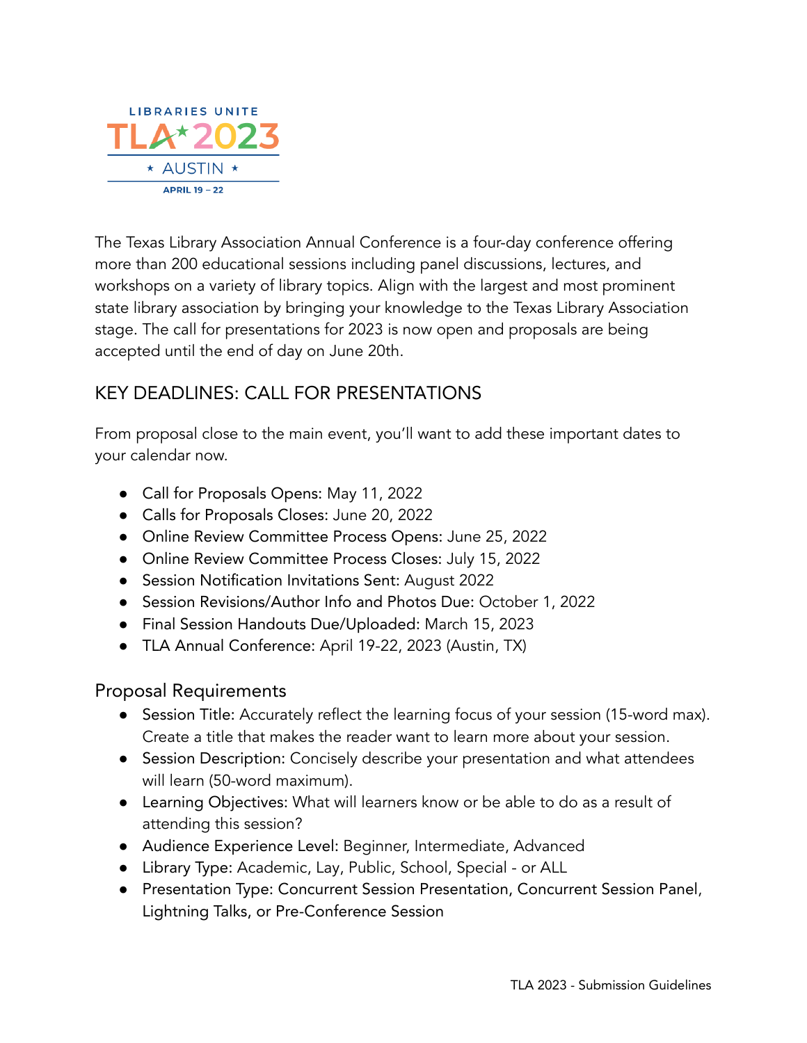LIBRARIES UNITE

TLA 2023

AUSTIN

APRIL 19 – 22

The Texas Library Association Annual Conference is a four-day conference offering more than 200 educational sessions including panel discussions, lectures, and workshops on a variety of library topics. Align with the largest and most prominent state library association by bringing your knowledge to the Texas Library Association stage. The call for presentations for 2023 is now open and proposals are being accepted until the end of day on June 20th.

## KEY DEADLINES: CALL FOR PRESENTATIONS

From proposal close to the main event, you'll want to add these important dates to your calendar now.

- Call for Proposals Opens: May 11, 2022
- Calls for Proposals Closes: June 20, 2022
- Online Review Committee Process Opens: June 25, 2022
- Online Review Committee Process Closes: July 15, 2022
- Session Notification Invitations Sent: August 2022
- Session Revisions/Author Info and Photos Due: October 1, 2022
- Final Session Handouts Due/Uploaded: March 15, 2023
- TLA Annual Conference: April 19-22, 2023 (Austin, TX)

## Proposal Requirements

- Session Title: Accurately reflect the learning focus of your session (15-word max). Create a title that makes the reader want to learn more about your session.
- Session Description: Concisely describe your presentation and what attendees will learn (50-word maximum).
- Learning Objectives: What will learners know or be able to do as a result of attending this session?
- Audience Experience Level: Beginner, Intermediate, Advanced
- Library Type: Academic, Lay, Public, School, Special - or ALL
- Presentation Type: Concurrent Session Presentation, Concurrent Session Panel, Lightning Talks, or Pre-Conference Session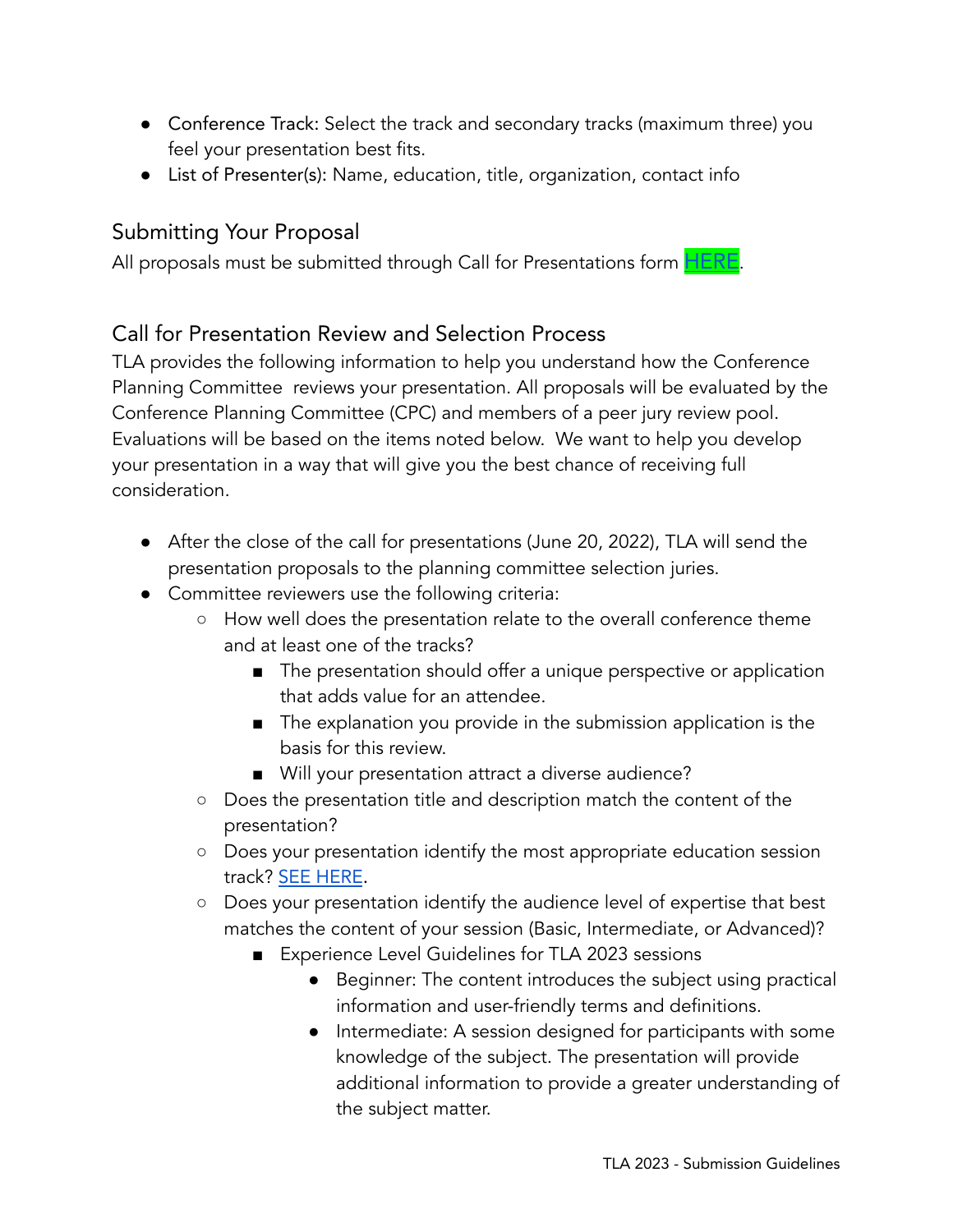- Conference Track: Select the track and secondary tracks (maximum three) you feel your presentation best fits.
- List of Presenter(s): Name, education, title, organization, contact info

## Submitting Your Proposal

All proposals must be submitted through Call for Presentations form HERE.

## Call for Presentation Review and Selection Process

TLA provides the following information to help you understand how the Conference Planning Committee reviews your presentation. All proposals will be evaluated by the Conference Planning Committee (CPC) and members of a peer jury review pool. Evaluations will be based on the items noted below. We want to help you develop your presentation in a way that will give you the best chance of receiving full consideration.

- After the close of the call for presentations (June 20, 2022), TLA will send the presentation proposals to the planning committee selection juries.
- Committee reviewers use the following criteria:
  - How well does the presentation relate to the overall conference theme and at least one of the tracks?
    - The presentation should offer a unique perspective or application that adds value for an attendee.
    - The explanation you provide in the submission application is the basis for this review.
    - Will your presentation attract a diverse audience?
  - Does the presentation title and description match the content of the presentation?
  - Does your presentation identify the most appropriate education session track? SEE HERE.
  - Does your presentation identify the audience level of expertise that best matches the content of your session (Basic, Intermediate, or Advanced)?
    - Experience Level Guidelines for TLA 2023 sessions
      - Beginner: The content introduces the subject using practical information and user-friendly terms and definitions.
      - Intermediate: A session designed for participants with some knowledge of the subject. The presentation will provide additional information to provide a greater understanding of the subject matter.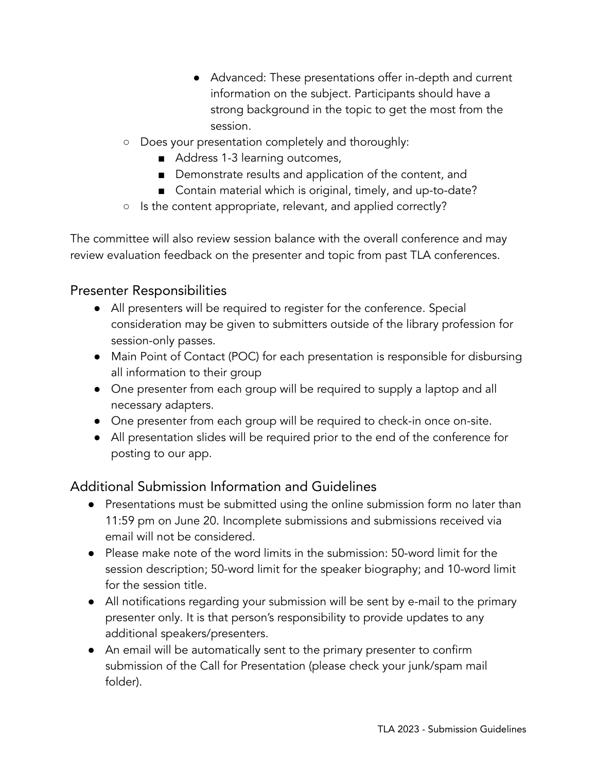- Advanced: These presentations offer in-depth and current information on the subject. Participants should have a strong background in the topic to get the most from the session.
    - Does your presentation completely and thoroughly:
        - Address 1-3 learning outcomes,
        - Demonstrate results and application of the content, and
        - Contain material which is original, timely, and up-to-date?
    - Is the content appropriate, relevant, and applied correctly?

The committee will also review session balance with the overall conference and may review evaluation feedback on the presenter and topic from past TLA conferences.

## Presenter Responsibilities

- All presenters will be required to register for the conference. Special consideration may be given to submitters outside of the library profession for session-only passes.
- Main Point of Contact (POC) for each presentation is responsible for disbursing all information to their group
- One presenter from each group will be required to supply a laptop and all necessary adapters.
- One presenter from each group will be required to check-in once on-site.
- All presentation slides will be required prior to the end of the conference for posting to our app.

## Additional Submission Information and Guidelines

- Presentations must be submitted using the online submission form no later than 11:59 pm on June 20. Incomplete submissions and submissions received via email will not be considered.
- Please make note of the word limits in the submission: 50-word limit for the session description; 50-word limit for the speaker biography; and 10-word limit for the session title.
- All notifications regarding your submission will be sent by e-mail to the primary presenter only. It is that person's responsibility to provide updates to any additional speakers/presenters.
- An email will be automatically sent to the primary presenter to confirm submission of the Call for Presentation (please check your junk/spam mail folder).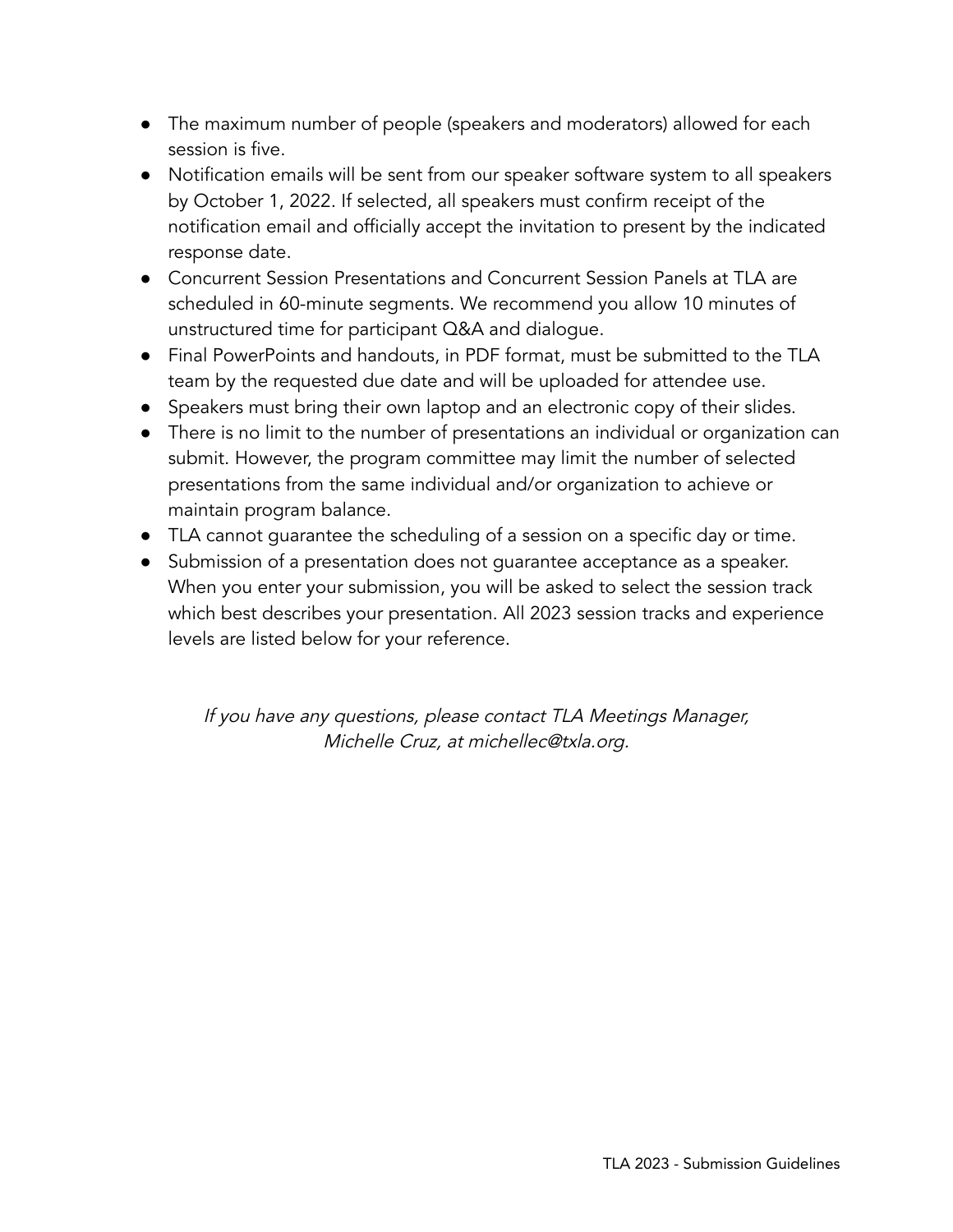- The maximum number of people (speakers and moderators) allowed for each session is five.
- Notification emails will be sent from our speaker software system to all speakers by October 1, 2022. If selected, all speakers must confirm receipt of the notification email and officially accept the invitation to present by the indicated response date.
- Concurrent Session Presentations and Concurrent Session Panels at TLA are scheduled in 60-minute segments. We recommend you allow 10 minutes of unstructured time for participant Q&A and dialogue.
- Final PowerPoints and handouts, in PDF format, must be submitted to the TLA team by the requested due date and will be uploaded for attendee use.
- Speakers must bring their own laptop and an electronic copy of their slides.
- There is no limit to the number of presentations an individual or organization can submit. However, the program committee may limit the number of selected presentations from the same individual and/or organization to achieve or maintain program balance.
- TLA cannot guarantee the scheduling of a session on a specific day or time.
- Submission of a presentation does not guarantee acceptance as a speaker. When you enter your submission, you will be asked to select the session track which best describes your presentation. All 2023 session tracks and experience levels are listed below for your reference.

*If you have any questions, please contact TLA Meetings Manager, Michelle Cruz, at michellec@txla.org.*